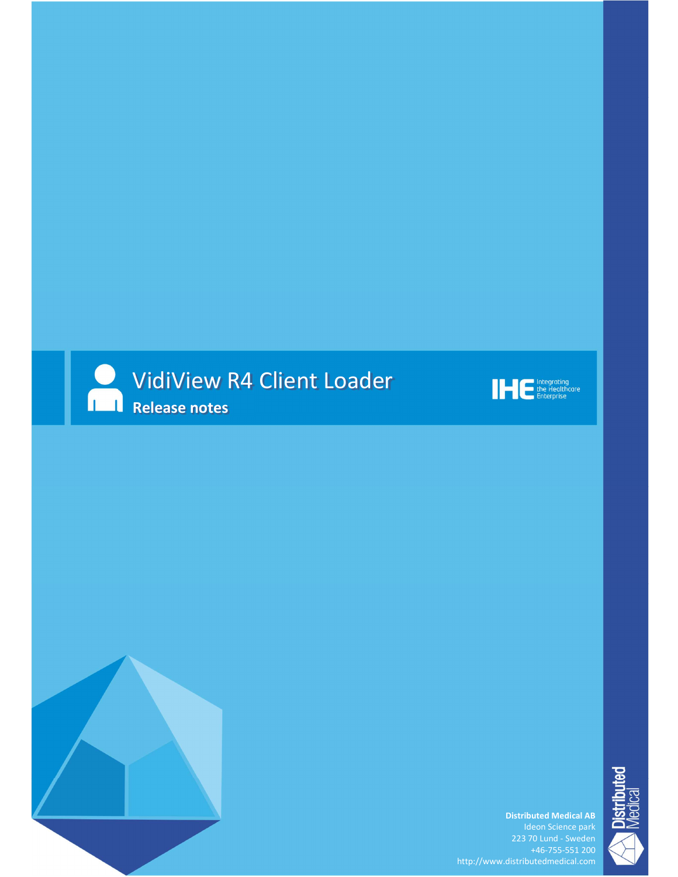# VidiView R4 Client Loader

## Release notes

IHE Integrating the Healthcare Enterprise

**Distributed Medical AB**
Ideon Science park
223 70 Lund - Sweden
+46-755-551 200
http://www.distributedmedical.com

Distributed Medical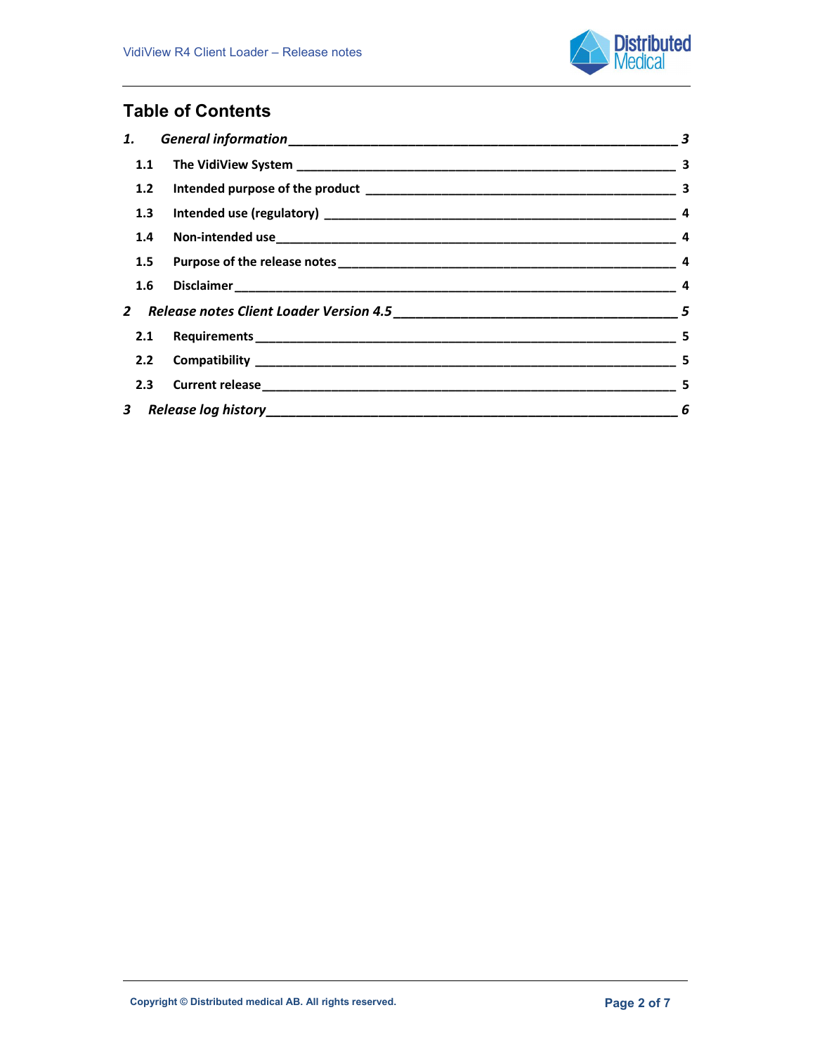# Table of Contents

| | | |
|---|---|---|
| ***1.*** | ***General information*** | ***3*** |
| **1.1** | **The VidiView System** | **3** |
| **1.2** | **Intended purpose of the product** | **3** |
| **1.3** | **Intended use (regulatory)** | **4** |
| **1.4** | **Non-intended use** | **4** |
| **1.5** | **Purpose of the release notes** | **4** |
| **1.6** | **Disclaimer** | **4** |
| ***2*** | ***Release notes Client Loader Version 4.5*** | ***5*** |
| **2.1** | **Requirements** | **5** |
| **2.2** | **Compatibility** | **5** |
| **2.3** | **Current release** | **5** |
| ***3*** | ***Release log history*** | ***6*** |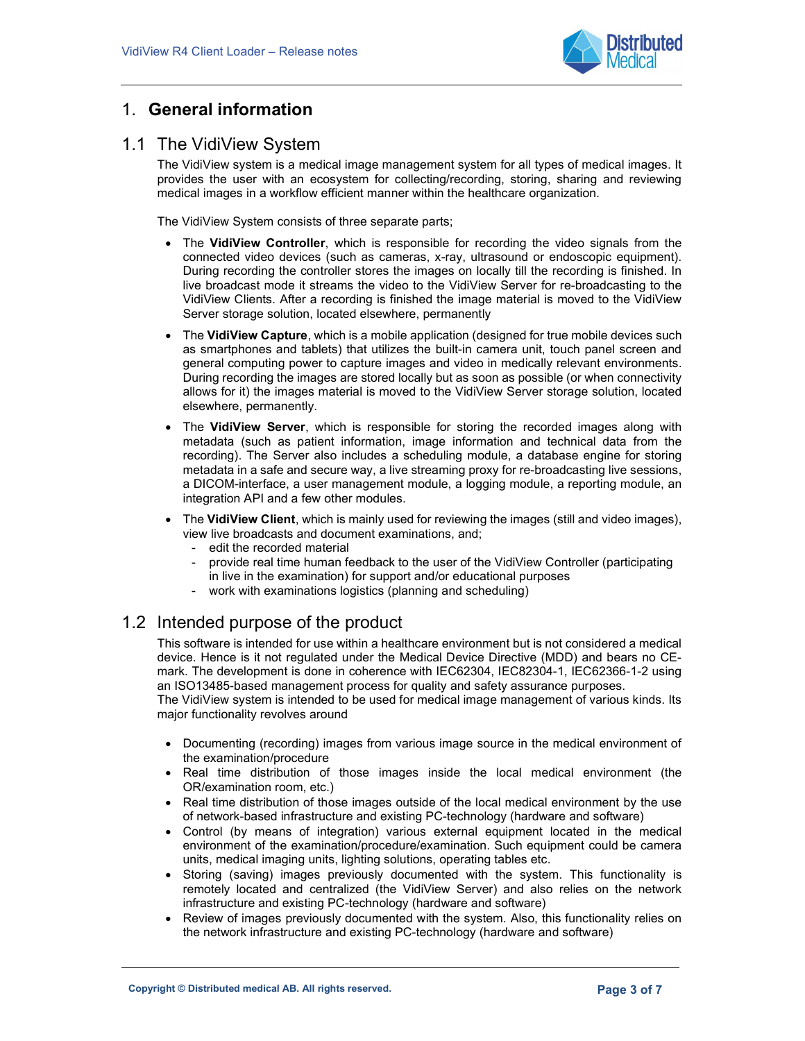# 1. General information

## 1.1 The VidiView System

The VidiView system is a medical image management system for all types of medical images. It provides the user with an ecosystem for collecting/recording, storing, sharing and reviewing medical images in a workflow efficient manner within the healthcare organization.

The VidiView System consists of three separate parts;

- The **VidiView Controller**, which is responsible for recording the video signals from the connected video devices (such as cameras, x-ray, ultrasound or endoscopic equipment). During recording the controller stores the images on locally till the recording is finished. In live broadcast mode it streams the video to the VidiView Server for re-broadcasting to the VidiView Clients. After a recording is finished the image material is moved to the VidiView Server storage solution, located elsewhere, permanently
- The **VidiView Capture**, which is a mobile application (designed for true mobile devices such as smartphones and tablets) that utilizes the built-in camera unit, touch panel screen and general computing power to capture images and video in medically relevant environments. During recording the images are stored locally but as soon as possible (or when connectivity allows for it) the images material is moved to the VidiView Server storage solution, located elsewhere, permanently.
- The **VidiView Server**, which is responsible for storing the recorded images along with metadata (such as patient information, image information and technical data from the recording). The Server also includes a scheduling module, a database engine for storing metadata in a safe and secure way, a live streaming proxy for re-broadcasting live sessions, a DICOM-interface, a user management module, a logging module, a reporting module, an integration API and a few other modules.
- The **VidiView Client**, which is mainly used for reviewing the images (still and video images), view live broadcasts and document examinations, and;
  - edit the recorded material
  - provide real time human feedback to the user of the VidiView Controller (participating in live in the examination) for support and/or educational purposes
  - work with examinations logistics (planning and scheduling)

## 1.2 Intended purpose of the product

This software is intended for use within a healthcare environment but is not considered a medical device. Hence is it not regulated under the Medical Device Directive (MDD) and bears no CE-mark. The development is done in coherence with IEC62304, IEC82304-1, IEC62366-1-2 using an ISO13485-based management process for quality and safety assurance purposes.
The VidiView system is intended to be used for medical image management of various kinds. Its major functionality revolves around

- Documenting (recording) images from various image source in the medical environment of the examination/procedure
- Real time distribution of those images inside the local medical environment (the OR/examination room, etc.)
- Real time distribution of those images outside of the local medical environment by the use of network-based infrastructure and existing PC-technology (hardware and software)
- Control (by means of integration) various external equipment located in the medical environment of the examination/procedure/examination. Such equipment could be camera units, medical imaging units, lighting solutions, operating tables etc.
- Storing (saving) images previously documented with the system. This functionality is remotely located and centralized (the VidiView Server) and also relies on the network infrastructure and existing PC-technology (hardware and software)
- Review of images previously documented with the system. Also, this functionality relies on the network infrastructure and existing PC-technology (hardware and software)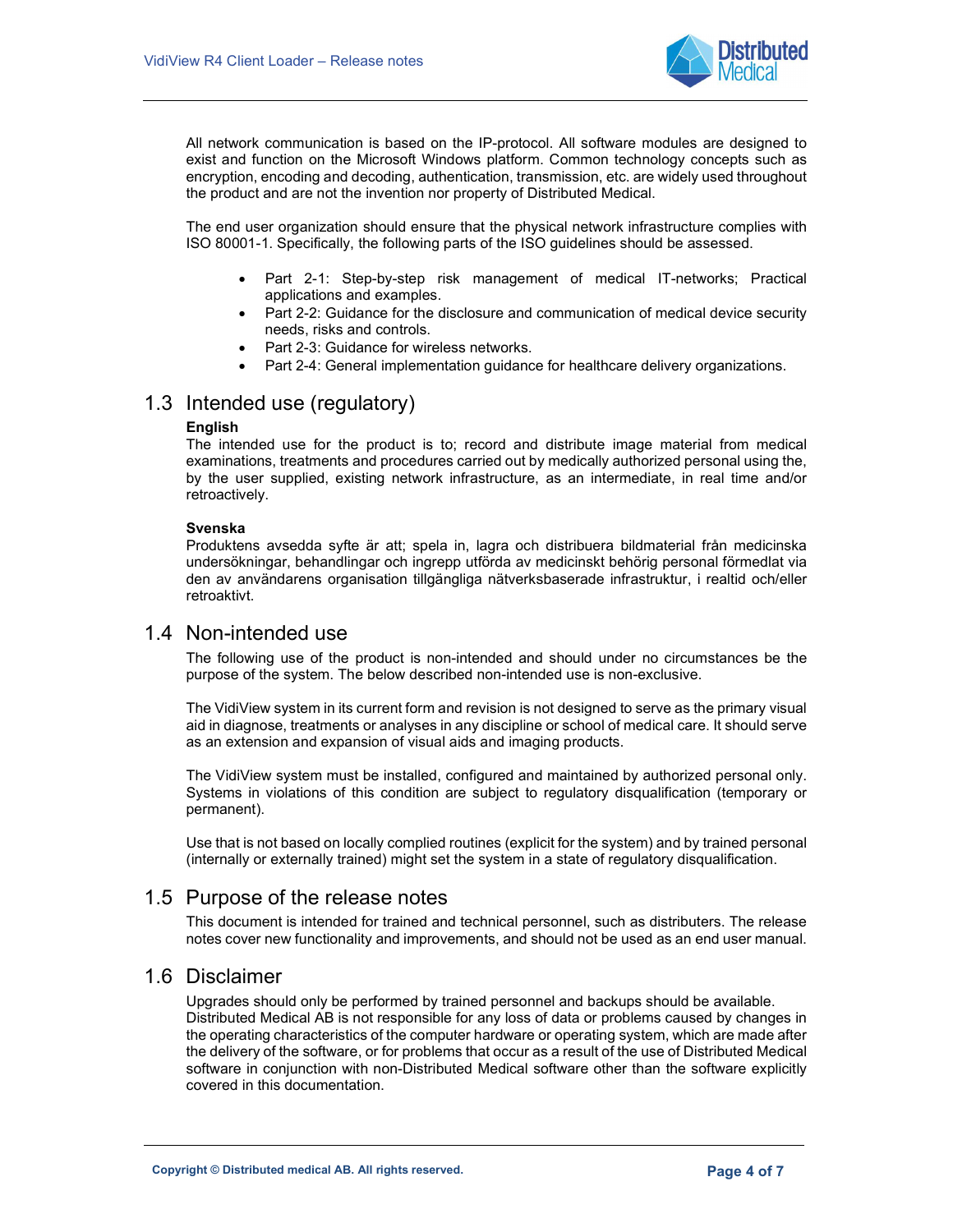All network communication is based on the IP-protocol. All software modules are designed to exist and function on the Microsoft Windows platform. Common technology concepts such as encryption, encoding and decoding, authentication, transmission, etc. are widely used throughout the product and are not the invention nor property of Distributed Medical.

The end user organization should ensure that the physical network infrastructure complies with ISO 80001-1. Specifically, the following parts of the ISO guidelines should be assessed.

- Part 2-1: Step-by-step risk management of medical IT-networks; Practical applications and examples.
- Part 2-2: Guidance for the disclosure and communication of medical device security needs, risks and controls.
- Part 2-3: Guidance for wireless networks.
- Part 2-4: General implementation guidance for healthcare delivery organizations.

## 1.3 Intended use (regulatory)

**English**
The intended use for the product is to; record and distribute image material from medical examinations, treatments and procedures carried out by medically authorized personal using the, by the user supplied, existing network infrastructure, as an intermediate, in real time and/or retroactively.

**Svenska**
Produktens avsedda syfte är att; spela in, lagra och distribuera bildmaterial från medicinska undersökningar, behandlingar och ingrepp utförda av medicinskt behörig personal förmedlat via den av användarens organisation tillgängliga nätverksbaserade infrastruktur, i realtid och/eller retroaktivt.

## 1.4 Non-intended use

The following use of the product is non-intended and should under no circumstances be the purpose of the system. The below described non-intended use is non-exclusive.

The VidiView system in its current form and revision is not designed to serve as the primary visual aid in diagnose, treatments or analyses in any discipline or school of medical care. It should serve as an extension and expansion of visual aids and imaging products.

The VidiView system must be installed, configured and maintained by authorized personal only. Systems in violations of this condition are subject to regulatory disqualification (temporary or permanent).

Use that is not based on locally complied routines (explicit for the system) and by trained personal (internally or externally trained) might set the system in a state of regulatory disqualification.

## 1.5 Purpose of the release notes

This document is intended for trained and technical personnel, such as distributers. The release notes cover new functionality and improvements, and should not be used as an end user manual.

## 1.6 Disclaimer

Upgrades should only be performed by trained personnel and backups should be available. Distributed Medical AB is not responsible for any loss of data or problems caused by changes in the operating characteristics of the computer hardware or operating system, which are made after the delivery of the software, or for problems that occur as a result of the use of Distributed Medical software in conjunction with non-Distributed Medical software other than the software explicitly covered in this documentation.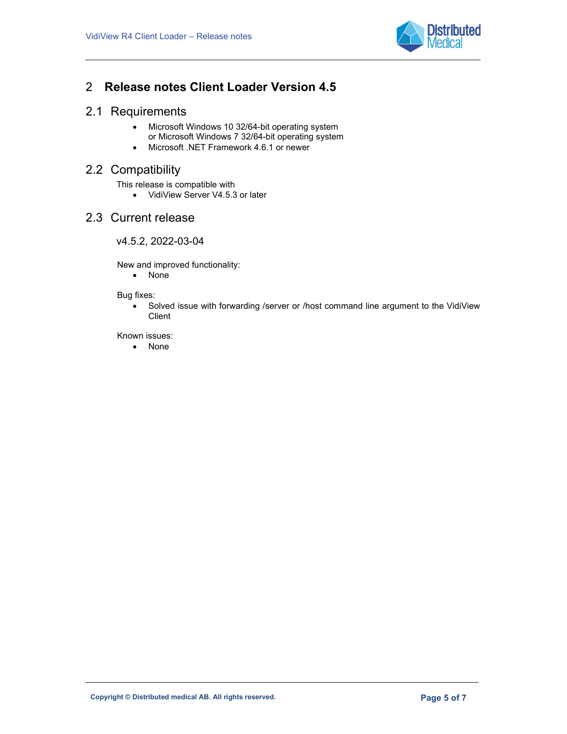# 2 Release notes Client Loader Version 4.5

## 2.1 Requirements

- Microsoft Windows 10 32/64-bit operating system or Microsoft Windows 7 32/64-bit operating system
- Microsoft .NET Framework 4.6.1 or newer

## 2.2 Compatibility

This release is compatible with

- VidiView Server V4.5.3 or later

## 2.3 Current release

v4.5.2, 2022-03-04

New and improved functionality:

- None

Bug fixes:

- Solved issue with forwarding /server or /host command line argument to the VidiView Client

Known issues:

- None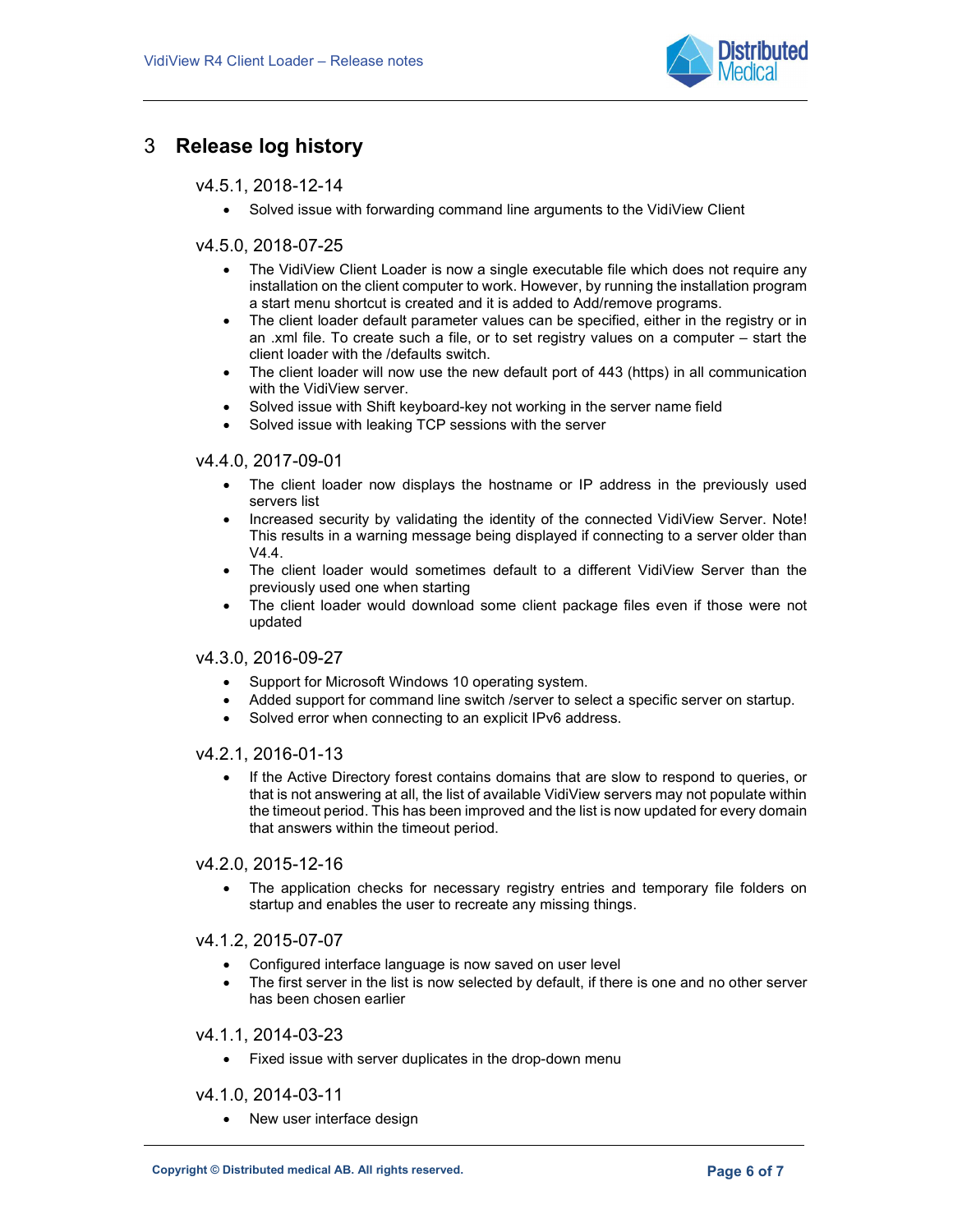# 3 Release log history

### v4.5.1, 2018-12-14

- Solved issue with forwarding command line arguments to the VidiView Client

### v4.5.0, 2018-07-25

- The VidiView Client Loader is now a single executable file which does not require any installation on the client computer to work. However, by running the installation program a start menu shortcut is created and it is added to Add/remove programs.
- The client loader default parameter values can be specified, either in the registry or in an .xml file. To create such a file, or to set registry values on a computer – start the client loader with the /defaults switch.
- The client loader will now use the new default port of 443 (https) in all communication with the VidiView server.
- Solved issue with Shift keyboard-key not working in the server name field
- Solved issue with leaking TCP sessions with the server

### v4.4.0, 2017-09-01

- The client loader now displays the hostname or IP address in the previously used servers list
- Increased security by validating the identity of the connected VidiView Server. Note! This results in a warning message being displayed if connecting to a server older than V4.4.
- The client loader would sometimes default to a different VidiView Server than the previously used one when starting
- The client loader would download some client package files even if those were not updated

### v4.3.0, 2016-09-27

- Support for Microsoft Windows 10 operating system.
- Added support for command line switch /server to select a specific server on startup.
- Solved error when connecting to an explicit IPv6 address.

### v4.2.1, 2016-01-13

- If the Active Directory forest contains domains that are slow to respond to queries, or that is not answering at all, the list of available VidiView servers may not populate within the timeout period. This has been improved and the list is now updated for every domain that answers within the timeout period.

### v4.2.0, 2015-12-16

- The application checks for necessary registry entries and temporary file folders on startup and enables the user to recreate any missing things.

### v4.1.2, 2015-07-07

- Configured interface language is now saved on user level
- The first server in the list is now selected by default, if there is one and no other server has been chosen earlier

### v4.1.1, 2014-03-23

- Fixed issue with server duplicates in the drop-down menu

### v4.1.0, 2014-03-11

- New user interface design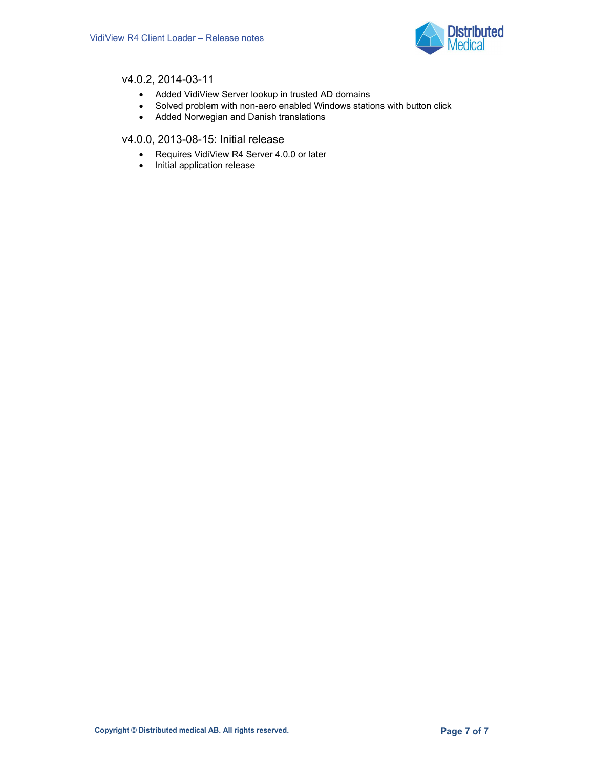### v4.0.2, 2014-03-11

- Added VidiView Server lookup in trusted AD domains
- Solved problem with non-aero enabled Windows stations with button click
- Added Norwegian and Danish translations

### v4.0.0, 2013-08-15: Initial release

- Requires VidiView R4 Server 4.0.0 or later
- Initial application release